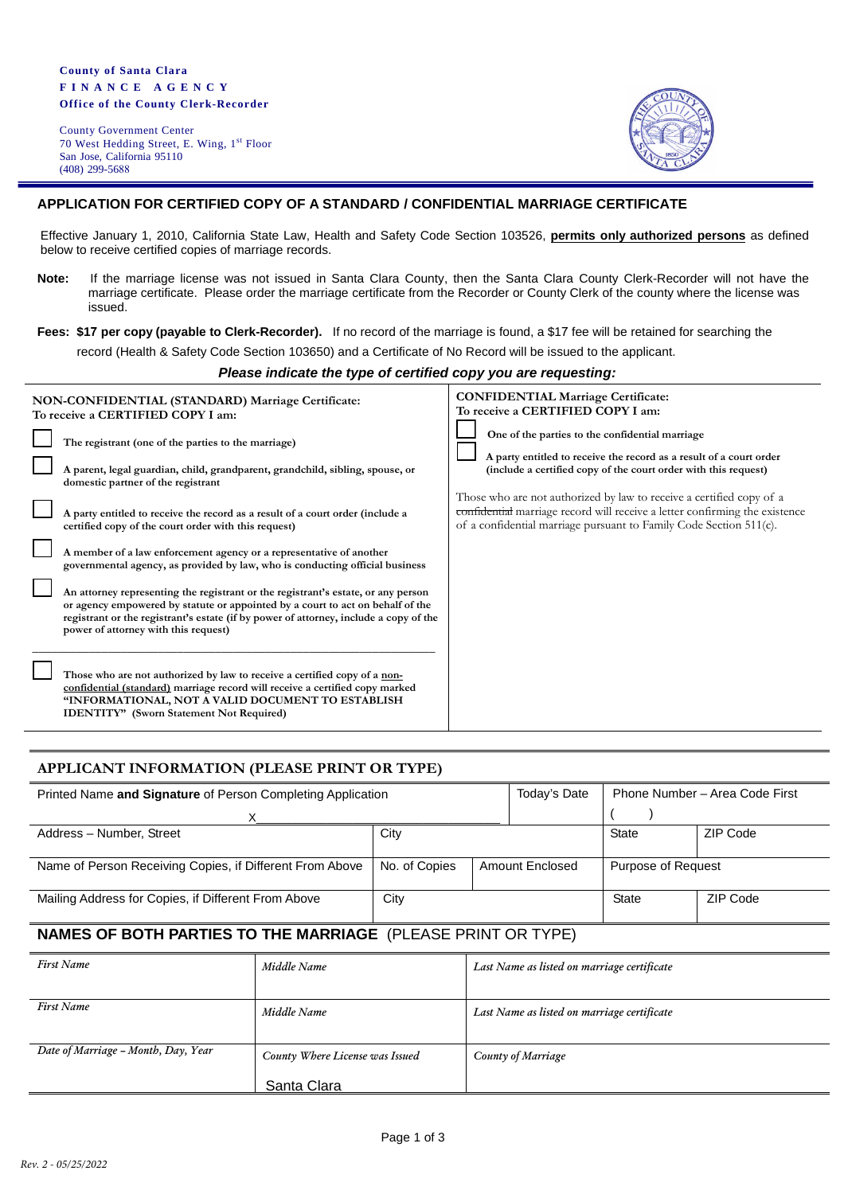**County of Santa Clara**
**FINANCE AGENCY**
**Office of the County Clerk-Recorder**

County Government Center
70 West Hedding Street, E. Wing, 1st Floor
San Jose, California 95110
(408) 299-5688

## APPLICATION FOR CERTIFIED COPY OF A STANDARD / CONFIDENTIAL MARRIAGE CERTIFICATE

Effective January 1, 2010, California State Law, Health and Safety Code Section 103526, **permits only authorized persons** as defined below to receive certified copies of marriage records.

**Note:** If the marriage license was not issued in Santa Clara County, then the Santa Clara County Clerk-Recorder will not have the marriage certificate. Please order the marriage certificate from the Recorder or County Clerk of the county where the license was issued.

**Fees: $17 per copy (payable to Clerk-Recorder).** If no record of the marriage is found, a $17 fee will be retained for searching the record (Health & Safety Code Section 103650) and a Certificate of No Record will be issued to the applicant.

***Please indicate the type of certified copy you are requesting:***

**NON-CONFIDENTIAL (STANDARD) Marriage Certificate:**
**To receive a CERTIFIED COPY I am:**

- ☐ **The registrant (one of the parties to the marriage)**
- ☐ **A parent, legal guardian, child, grandparent, grandchild, sibling, spouse, or domestic partner of the registrant**
- ☐ **A party entitled to receive the record as a result of a court order (include a certified copy of the court order with this request)**
- ☐ **A member of a law enforcement agency or a representative of another governmental agency, as provided by law, who is conducting official business**
- ☐ **An attorney representing the registrant or the registrant's estate, or any person or agency empowered by statute or appointed by a court to act on behalf of the registrant or the registrant's estate (if by power of attorney, include a copy of the power of attorney with this request)**

---

- ☐ **Those who are not authorized by law to receive a certified copy of a non-confidential (standard) marriage record will receive a certified copy marked "INFORMATIONAL, NOT A VALID DOCUMENT TO ESTABLISH IDENTITY" (Sworn Statement Not Required)**

**CONFIDENTIAL Marriage Certificate:**
**To receive a CERTIFIED COPY I am:**

- ☐ **One of the parties to the confidential marriage**
- ☐ **A party entitled to receive the record as a result of a court order (include a certified copy of the court order with this request)**

Those who are not authorized by law to receive a certified copy of a ~~confidential~~ marriage record will receive a letter confirming the existence of a confidential marriage pursuant to Family Code Section 511(c).

## APPLICANT INFORMATION (PLEASE PRINT OR TYPE)

| Printed Name **and Signature** of Person Completing Application | | | Today's Date | Phone Number – Area Code First | |
|---|---|---|---|---|---|
| X | | | | ( ) | |
| Address – Number, Street | City | | | State | ZIP Code |
| Name of Person Receiving Copies, if Different From Above | No. of Copies | Amount Enclosed | | Purpose of Request | |
| Mailing Address for Copies, if Different From Above | City | | | State | ZIP Code |

## NAMES OF BOTH PARTIES TO THE MARRIAGE (PLEASE PRINT OR TYPE)

| *First Name* | *Middle Name* | *Last Name as listed on marriage certificate* |
|---|---|---|
| *First Name* | *Middle Name* | *Last Name as listed on marriage certificate* |
| *Date of Marriage – Month, Day, Year* | *County Where License was Issued* Santa Clara | *County of Marriage* |

*Rev. 2 - 05/25/2022*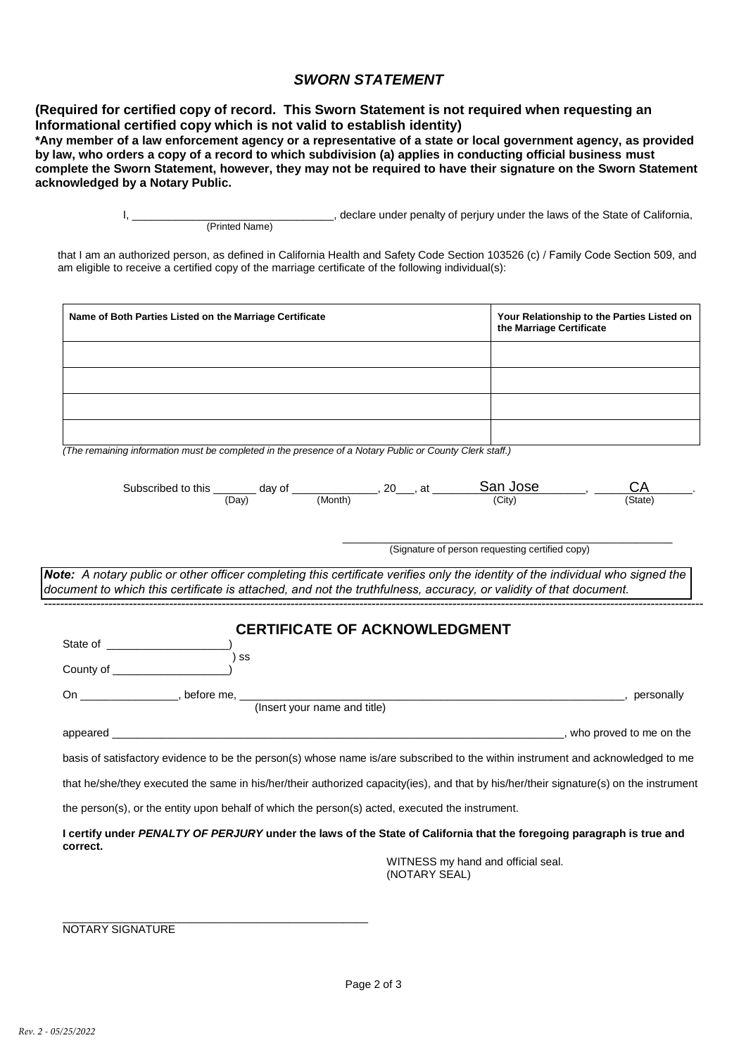## *SWORN STATEMENT*

**(Required for certified copy of record. This Sworn Statement is not required when requesting an Informational certified copy which is not valid to establish identity)**

**\*Any member of a law enforcement agency or a representative of a state or local government agency, as provided by law, who orders a copy of a record to which subdivision (a) applies in conducting official business must complete the Sworn Statement, however, they may not be required to have their signature on the Sworn Statement acknowledged by a Notary Public.**

I, ________________________________, declare under penalty of perjury under the laws of the State of California,
(Printed Name)

that I am an authorized person, as defined in California Health and Safety Code Section 103526 (c) / Family Code Section 509, and am eligible to receive a certified copy of the marriage certificate of the following individual(s):

| Name of Both Parties Listed on the Marriage Certificate | Your Relationship to the Parties Listed on the Marriage Certificate |
|---|---|
| | |
| | |
| | |
| | |

*(The remaining information must be completed in the presence of a Notary Public or County Clerk staff.)*

Subscribed to this _______ day of _____________, 20___, at San Jose, CA.
(Day) (Month) (City) (State)

_______________________________________________
(Signature of person requesting certified copy)

***Note:** A notary public or other officer completing this certificate verifies only the identity of the individual who signed the document to which this certificate is attached, and not the truthfulness, accuracy, or validity of that document.*

---

## CERTIFICATE OF ACKNOWLEDGMENT

State of ___________________)
) ss
County of __________________)

On _______________, before me, _______________________________________________, personally
(Insert your name and title)

appeared ___________________________________________________________________, who proved to me on the basis of satisfactory evidence to be the person(s) whose name is/are subscribed to the within instrument and acknowledged to me that he/she/they executed the same in his/her/their authorized capacity(ies), and that by his/her/their signature(s) on the instrument the person(s), or the entity upon behalf of which the person(s) acted, executed the instrument.

**I certify under *PENALTY OF PERJURY* under the laws of the State of California that the foregoing paragraph is true and correct.**

WITNESS my hand and official seal.
(NOTARY SEAL)

_______________________________________________
NOTARY SIGNATURE

*Rev. 2 - 05/25/2022*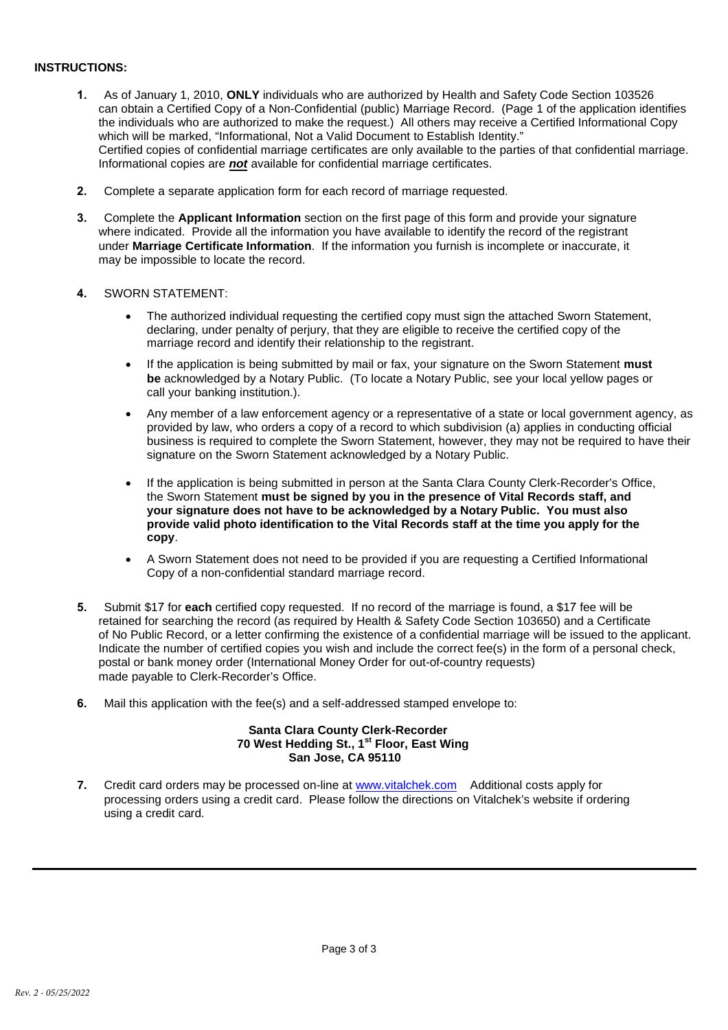**INSTRUCTIONS:**

1. As of January 1, 2010, **ONLY** individuals who are authorized by Health and Safety Code Section 103526 can obtain a Certified Copy of a Non-Confidential (public) Marriage Record. (Page 1 of the application identifies the individuals who are authorized to make the request.) All others may receive a Certified Informational Copy which will be marked, "Informational, Not a Valid Document to Establish Identity."
   Certified copies of confidential marriage certificates are only available to the parties of that confidential marriage. Informational copies are ***not*** available for confidential marriage certificates.

2. Complete a separate application form for each record of marriage requested.

3. Complete the **Applicant Information** section on the first page of this form and provide your signature where indicated. Provide all the information you have available to identify the record of the registrant under **Marriage Certificate Information**. If the information you furnish is incomplete or inaccurate, it may be impossible to locate the record.

4. SWORN STATEMENT:

   - The authorized individual requesting the certified copy must sign the attached Sworn Statement, declaring, under penalty of perjury, that they are eligible to receive the certified copy of the marriage record and identify their relationship to the registrant.
   - If the application is being submitted by mail or fax, your signature on the Sworn Statement **must be** acknowledged by a Notary Public. (To locate a Notary Public, see your local yellow pages or call your banking institution.).
   - Any member of a law enforcement agency or a representative of a state or local government agency, as provided by law, who orders a copy of a record to which subdivision (a) applies in conducting official business is required to complete the Sworn Statement, however, they may not be required to have their signature on the Sworn Statement acknowledged by a Notary Public.
   - If the application is being submitted in person at the Santa Clara County Clerk-Recorder's Office, the Sworn Statement **must be signed by you in the presence of Vital Records staff, and your signature does not have to be acknowledged by a Notary Public. You must also provide valid photo identification to the Vital Records staff at the time you apply for the copy**.
   - A Sworn Statement does not need to be provided if you are requesting a Certified Informational Copy of a non-confidential standard marriage record.

5. Submit $17 for **each** certified copy requested. If no record of the marriage is found, a $17 fee will be retained for searching the record (as required by Health & Safety Code Section 103650) and a Certificate of No Public Record, or a letter confirming the existence of a confidential marriage will be issued to the applicant. Indicate the number of certified copies you wish and include the correct fee(s) in the form of a personal check, postal or bank money order (International Money Order for out-of-country requests) made payable to Clerk-Recorder's Office.

6. Mail this application with the fee(s) and a self-addressed stamped envelope to:

   **Santa Clara County Clerk-Recorder**
   **70 West Hedding St., 1st Floor, East Wing**
   **San Jose, CA 95110**

7. Credit card orders may be processed on-line at www.vitalchek.com Additional costs apply for processing orders using a credit card. Please follow the directions on Vitalchek's website if ordering using a credit card.

*Rev. 2 - 05/25/2022*